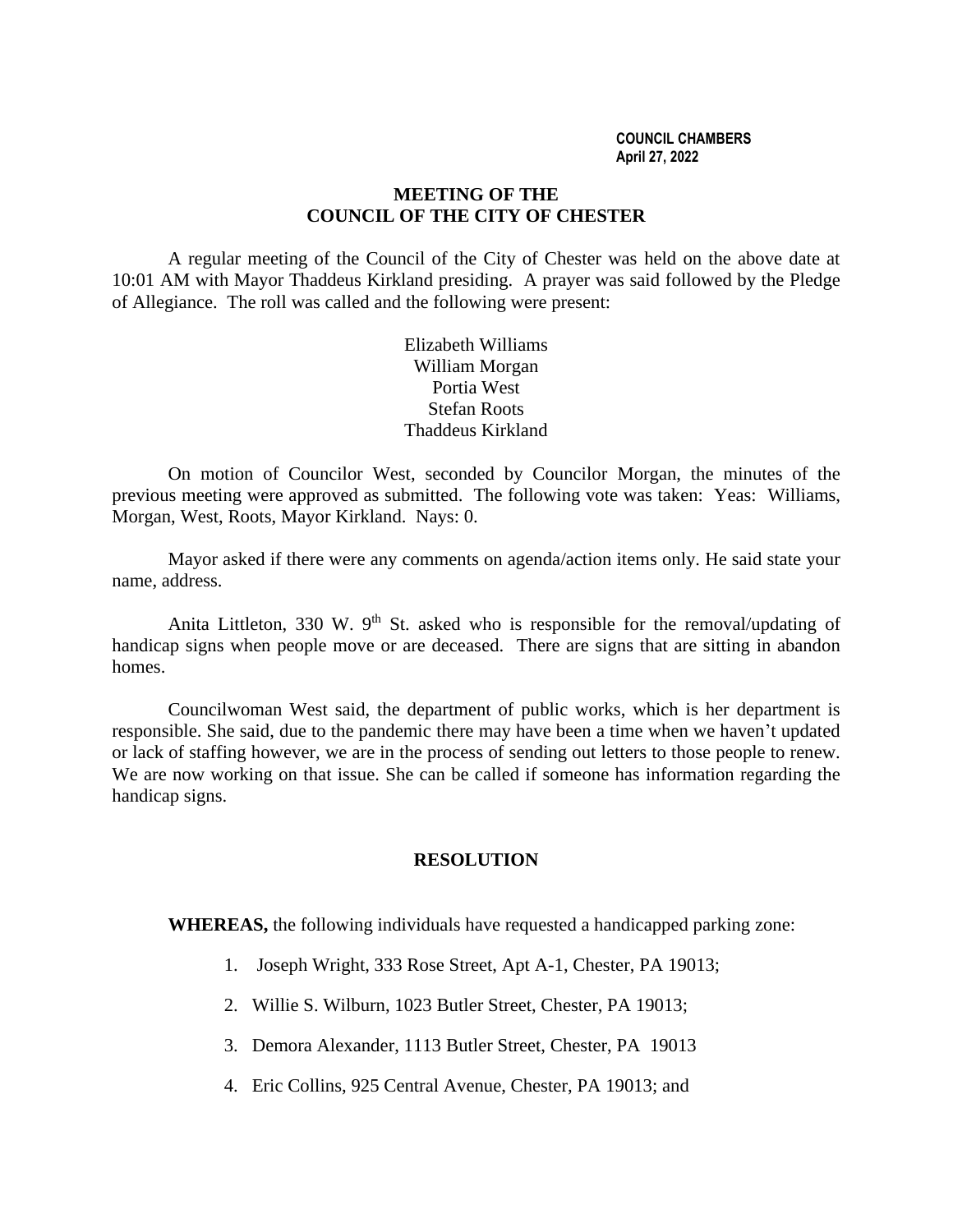**COUNCIL CHAMBERS**
**April 27, 2022**

# MEETING OF THE COUNCIL OF THE CITY OF CHESTER

A regular meeting of the Council of the City of Chester was held on the above date at 10:01 AM with Mayor Thaddeus Kirkland presiding. A prayer was said followed by the Pledge of Allegiance. The roll was called and the following were present:

Elizabeth Williams
William Morgan
Portia West
Stefan Roots
Thaddeus Kirkland

On motion of Councilor West, seconded by Councilor Morgan, the minutes of the previous meeting were approved as submitted. The following vote was taken: Yeas: Williams, Morgan, West, Roots, Mayor Kirkland. Nays: 0.

Mayor asked if there were any comments on agenda/action items only. He said state your name, address.

Anita Littleton, 330 W. 9th St. asked who is responsible for the removal/updating of handicap signs when people move or are deceased. There are signs that are sitting in abandon homes.

Councilwoman West said, the department of public works, which is her department is responsible. She said, due to the pandemic there may have been a time when we haven't updated or lack of staffing however, we are in the process of sending out letters to those people to renew. We are now working on that issue. She can be called if someone has information regarding the handicap signs.

## RESOLUTION

**WHEREAS,** the following individuals have requested a handicapped parking zone:

1. Joseph Wright, 333 Rose Street, Apt A-1, Chester, PA 19013;
2. Willie S. Wilburn, 1023 Butler Street, Chester, PA 19013;
3. Demora Alexander, 1113 Butler Street, Chester, PA 19013
4. Eric Collins, 925 Central Avenue, Chester, PA 19013; and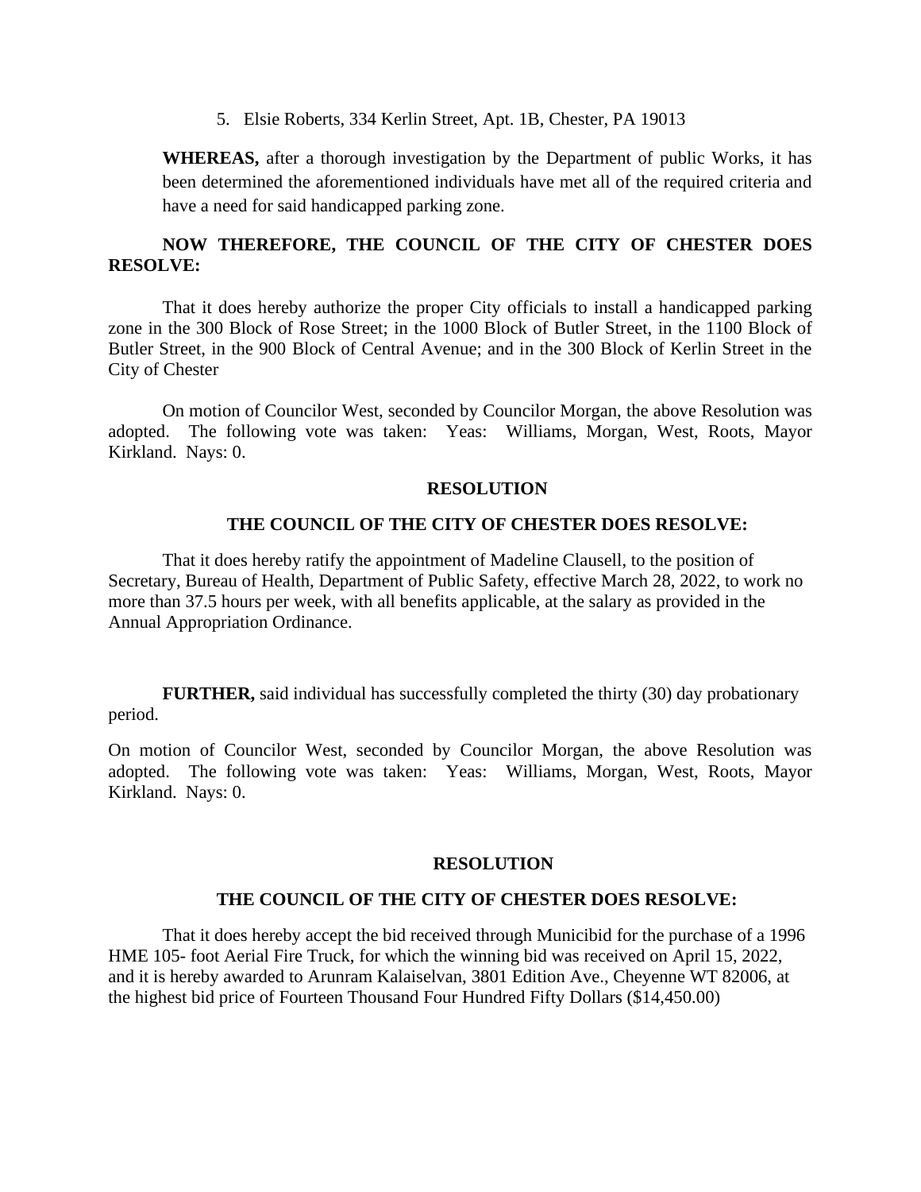5. Elsie Roberts, 334 Kerlin Street, Apt. 1B, Chester, PA 19013

**WHEREAS,** after a thorough investigation by the Department of public Works, it has been determined the aforementioned individuals have met all of the required criteria and have a need for said handicapped parking zone.

**NOW THEREFORE, THE COUNCIL OF THE CITY OF CHESTER DOES RESOLVE:**

That it does hereby authorize the proper City officials to install a handicapped parking zone in the 300 Block of Rose Street; in the 1000 Block of Butler Street, in the 1100 Block of Butler Street, in the 900 Block of Central Avenue; and in the 300 Block of Kerlin Street in the City of Chester

On motion of Councilor West, seconded by Councilor Morgan, the above Resolution was adopted. The following vote was taken: Yeas: Williams, Morgan, West, Roots, Mayor Kirkland. Nays: 0.

**RESOLUTION**

**THE COUNCIL OF THE CITY OF CHESTER DOES RESOLVE:**

That it does hereby ratify the appointment of Madeline Clausell, to the position of Secretary, Bureau of Health, Department of Public Safety, effective March 28, 2022, to work no more than 37.5 hours per week, with all benefits applicable, at the salary as provided in the Annual Appropriation Ordinance.

**FURTHER,** said individual has successfully completed the thirty (30) day probationary period.

On motion of Councilor West, seconded by Councilor Morgan, the above Resolution was adopted. The following vote was taken: Yeas: Williams, Morgan, West, Roots, Mayor Kirkland. Nays: 0.

**RESOLUTION**

**THE COUNCIL OF THE CITY OF CHESTER DOES RESOLVE:**

That it does hereby accept the bid received through Municibid for the purchase of a 1996 HME 105- foot Aerial Fire Truck, for which the winning bid was received on April 15, 2022, and it is hereby awarded to Arunram Kalaiselvan, 3801 Edition Ave., Cheyenne WT 82006, at the highest bid price of Fourteen Thousand Four Hundred Fifty Dollars ($14,450.00)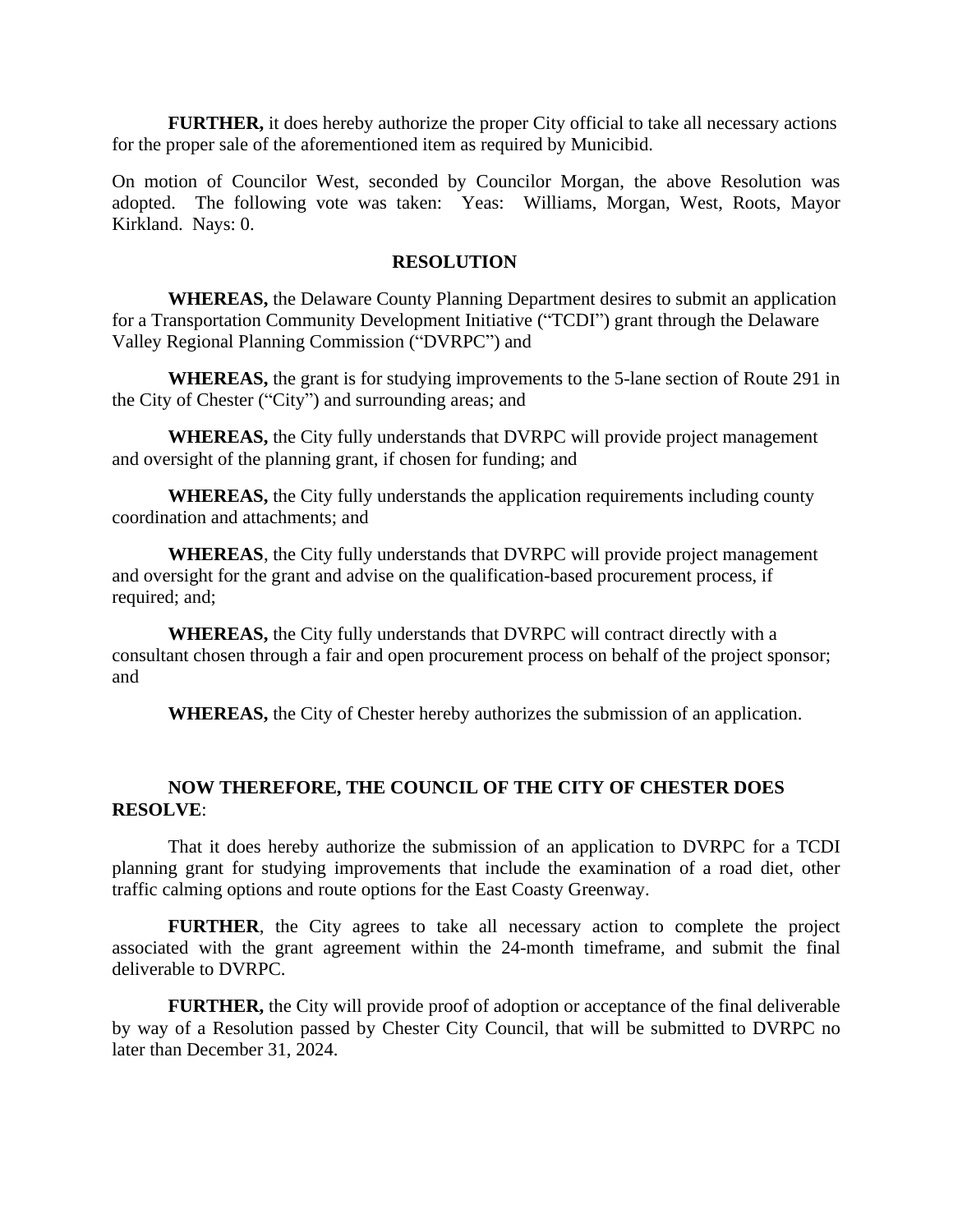**FURTHER,** it does hereby authorize the proper City official to take all necessary actions for the proper sale of the aforementioned item as required by Municibid.

On motion of Councilor West, seconded by Councilor Morgan, the above Resolution was adopted. The following vote was taken: Yeas: Williams, Morgan, West, Roots, Mayor Kirkland. Nays: 0.

**RESOLUTION**

**WHEREAS,** the Delaware County Planning Department desires to submit an application for a Transportation Community Development Initiative ("TCDI") grant through the Delaware Valley Regional Planning Commission ("DVRPC") and

**WHEREAS,** the grant is for studying improvements to the 5-lane section of Route 291 in the City of Chester ("City") and surrounding areas; and

**WHEREAS,** the City fully understands that DVRPC will provide project management and oversight of the planning grant, if chosen for funding; and

**WHEREAS,** the City fully understands the application requirements including county coordination and attachments; and

**WHEREAS**, the City fully understands that DVRPC will provide project management and oversight for the grant and advise on the qualification-based procurement process, if required; and;

**WHEREAS,** the City fully understands that DVRPC will contract directly with a consultant chosen through a fair and open procurement process on behalf of the project sponsor; and

**WHEREAS,** the City of Chester hereby authorizes the submission of an application.

**NOW THEREFORE, THE COUNCIL OF THE CITY OF CHESTER DOES RESOLVE**:

That it does hereby authorize the submission of an application to DVRPC for a TCDI planning grant for studying improvements that include the examination of a road diet, other traffic calming options and route options for the East Coasty Greenway.

**FURTHER**, the City agrees to take all necessary action to complete the project associated with the grant agreement within the 24-month timeframe, and submit the final deliverable to DVRPC.

**FURTHER,** the City will provide proof of adoption or acceptance of the final deliverable by way of a Resolution passed by Chester City Council, that will be submitted to DVRPC no later than December 31, 2024.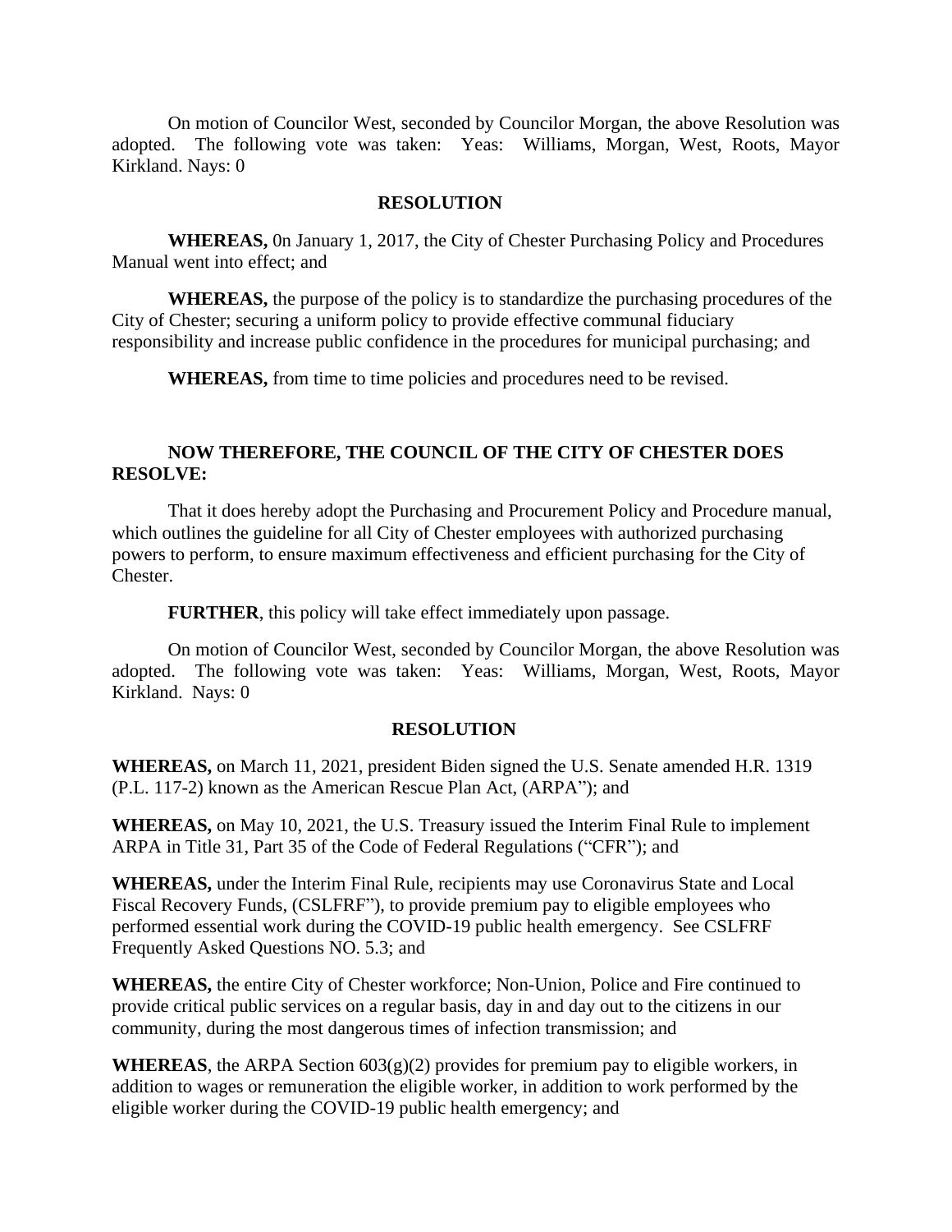On motion of Councilor West, seconded by Councilor Morgan, the above Resolution was adopted. The following vote was taken: Yeas: Williams, Morgan, West, Roots, Mayor Kirkland. Nays: 0

## RESOLUTION

**WHEREAS,** 0n January 1, 2017, the City of Chester Purchasing Policy and Procedures Manual went into effect; and

**WHEREAS,** the purpose of the policy is to standardize the purchasing procedures of the City of Chester; securing a uniform policy to provide effective communal fiduciary responsibility and increase public confidence in the procedures for municipal purchasing; and

**WHEREAS,** from time to time policies and procedures need to be revised.

**NOW THEREFORE, THE COUNCIL OF THE CITY OF CHESTER DOES RESOLVE:**

That it does hereby adopt the Purchasing and Procurement Policy and Procedure manual, which outlines the guideline for all City of Chester employees with authorized purchasing powers to perform, to ensure maximum effectiveness and efficient purchasing for the City of Chester.

**FURTHER**, this policy will take effect immediately upon passage.

On motion of Councilor West, seconded by Councilor Morgan, the above Resolution was adopted. The following vote was taken: Yeas: Williams, Morgan, West, Roots, Mayor Kirkland. Nays: 0

## RESOLUTION

**WHEREAS,** on March 11, 2021, president Biden signed the U.S. Senate amended H.R. 1319 (P.L. 117-2) known as the American Rescue Plan Act, (ARPA"); and

**WHEREAS,** on May 10, 2021, the U.S. Treasury issued the Interim Final Rule to implement ARPA in Title 31, Part 35 of the Code of Federal Regulations ("CFR"); and

**WHEREAS,** under the Interim Final Rule, recipients may use Coronavirus State and Local Fiscal Recovery Funds, (CSLFRF"), to provide premium pay to eligible employees who performed essential work during the COVID-19 public health emergency. See CSLFRF Frequently Asked Questions NO. 5.3; and

**WHEREAS,** the entire City of Chester workforce; Non-Union, Police and Fire continued to provide critical public services on a regular basis, day in and day out to the citizens in our community, during the most dangerous times of infection transmission; and

**WHEREAS**, the ARPA Section 603(g)(2) provides for premium pay to eligible workers, in addition to wages or remuneration the eligible worker, in addition to work performed by the eligible worker during the COVID-19 public health emergency; and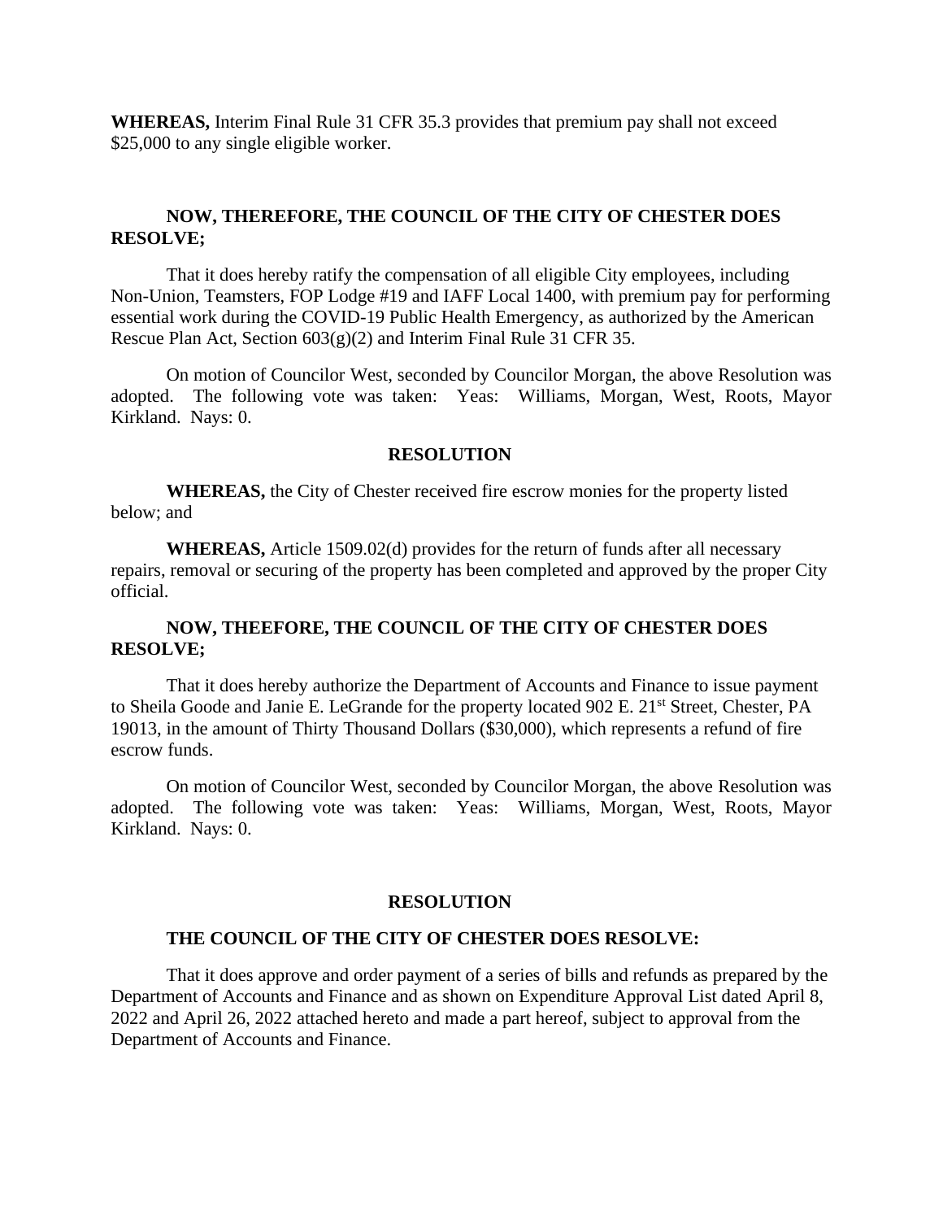**WHEREAS,** Interim Final Rule 31 CFR 35.3 provides that premium pay shall not exceed $25,000 to any single eligible worker.

**NOW, THEREFORE, THE COUNCIL OF THE CITY OF CHESTER DOES RESOLVE;**

That it does hereby ratify the compensation of all eligible City employees, including Non-Union, Teamsters, FOP Lodge #19 and IAFF Local 1400, with premium pay for performing essential work during the COVID-19 Public Health Emergency, as authorized by the American Rescue Plan Act, Section 603(g)(2) and Interim Final Rule 31 CFR 35.

On motion of Councilor West, seconded by Councilor Morgan, the above Resolution was adopted. The following vote was taken: Yeas: Williams, Morgan, West, Roots, Mayor Kirkland. Nays: 0.

**RESOLUTION**

**WHEREAS,** the City of Chester received fire escrow monies for the property listed below; and

**WHEREAS,** Article 1509.02(d) provides for the return of funds after all necessary repairs, removal or securing of the property has been completed and approved by the proper City official.

**NOW, THEEFORE, THE COUNCIL OF THE CITY OF CHESTER DOES RESOLVE;**

That it does hereby authorize the Department of Accounts and Finance to issue payment to Sheila Goode and Janie E. LeGrande for the property located 902 E. 21st Street, Chester, PA 19013, in the amount of Thirty Thousand Dollars ($30,000), which represents a refund of fire escrow funds.

On motion of Councilor West, seconded by Councilor Morgan, the above Resolution was adopted. The following vote was taken: Yeas: Williams, Morgan, West, Roots, Mayor Kirkland. Nays: 0.

**RESOLUTION**

**THE COUNCIL OF THE CITY OF CHESTER DOES RESOLVE:**

That it does approve and order payment of a series of bills and refunds as prepared by the Department of Accounts and Finance and as shown on Expenditure Approval List dated April 8, 2022 and April 26, 2022 attached hereto and made a part hereof, subject to approval from the Department of Accounts and Finance.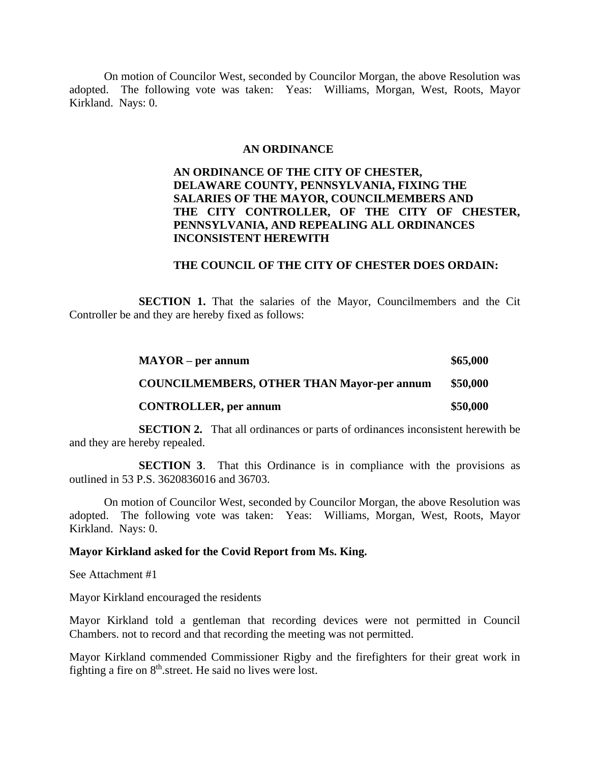On motion of Councilor West, seconded by Councilor Morgan, the above Resolution was adopted. The following vote was taken: Yeas: Williams, Morgan, West, Roots, Mayor Kirkland. Nays: 0.

**AN ORDINANCE**

**AN ORDINANCE OF THE CITY OF CHESTER, DELAWARE COUNTY, PENNSYLVANIA, FIXING THE SALARIES OF THE MAYOR, COUNCILMEMBERS AND THE CITY CONTROLLER, OF THE CITY OF CHESTER, PENNSYLVANIA, AND REPEALING ALL ORDINANCES INCONSISTENT HEREWITH**

**THE COUNCIL OF THE CITY OF CHESTER DOES ORDAIN:**

**SECTION 1.** That the salaries of the Mayor, Councilmembers and the Cit Controller be and they are hereby fixed as follows:

| | |
|---|---|
| **MAYOR – per annum** | **$65,000** |
| **COUNCILMEMBERS, OTHER THAN Mayor-per annum** | **$50,000** |
| **CONTROLLER, per annum** | **$50,000** |

**SECTION 2.** That all ordinances or parts of ordinances inconsistent herewith be and they are hereby repealed.

**SECTION 3**. That this Ordinance is in compliance with the provisions as outlined in 53 P.S. 3620836016 and 36703.

On motion of Councilor West, seconded by Councilor Morgan, the above Resolution was adopted. The following vote was taken: Yeas: Williams, Morgan, West, Roots, Mayor Kirkland. Nays: 0.

**Mayor Kirkland asked for the Covid Report from Ms. King.**

See Attachment #1

Mayor Kirkland encouraged the residents

Mayor Kirkland told a gentleman that recording devices were not permitted in Council Chambers. not to record and that recording the meeting was not permitted.

Mayor Kirkland commended Commissioner Rigby and the firefighters for their great work in fighting a fire on 8th.street. He said no lives were lost.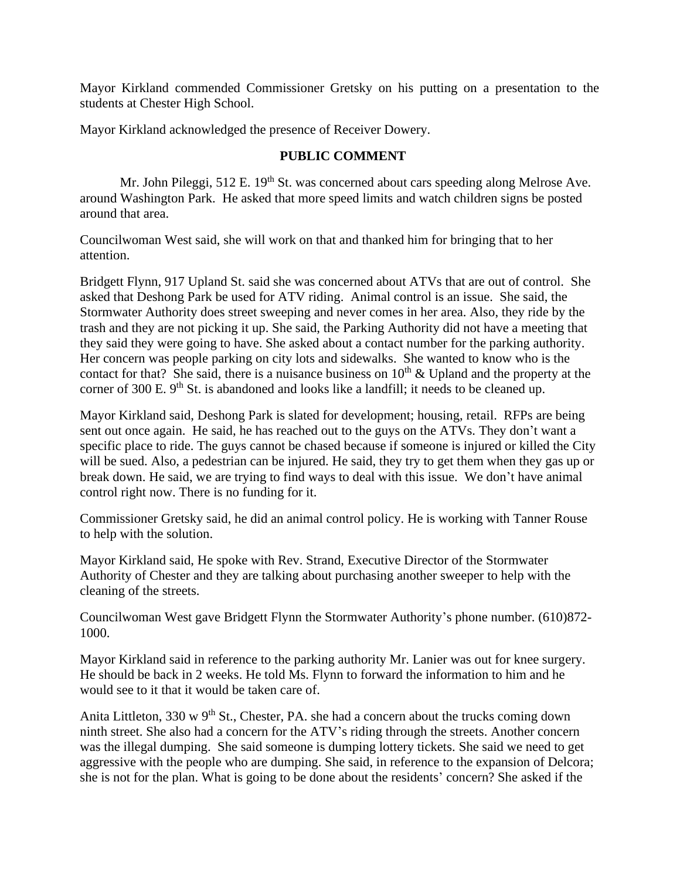Mayor Kirkland commended Commissioner Gretsky on his putting on a presentation to the students at Chester High School.

Mayor Kirkland acknowledged the presence of Receiver Dowery.

**PUBLIC COMMENT**

Mr. John Pileggi, 512 E. 19th St. was concerned about cars speeding along Melrose Ave. around Washington Park. He asked that more speed limits and watch children signs be posted around that area.

Councilwoman West said, she will work on that and thanked him for bringing that to her attention.

Bridgett Flynn, 917 Upland St. said she was concerned about ATVs that are out of control. She asked that Deshong Park be used for ATV riding. Animal control is an issue. She said, the Stormwater Authority does street sweeping and never comes in her area. Also, they ride by the trash and they are not picking it up. She said, the Parking Authority did not have a meeting that they said they were going to have. She asked about a contact number for the parking authority. Her concern was people parking on city lots and sidewalks. She wanted to know who is the contact for that? She said, there is a nuisance business on 10th & Upland and the property at the corner of 300 E. 9th St. is abandoned and looks like a landfill; it needs to be cleaned up.

Mayor Kirkland said, Deshong Park is slated for development; housing, retail. RFPs are being sent out once again. He said, he has reached out to the guys on the ATVs. They don't want a specific place to ride. The guys cannot be chased because if someone is injured or killed the City will be sued. Also, a pedestrian can be injured. He said, they try to get them when they gas up or break down. He said, we are trying to find ways to deal with this issue. We don't have animal control right now. There is no funding for it.

Commissioner Gretsky said, he did an animal control policy. He is working with Tanner Rouse to help with the solution.

Mayor Kirkland said, He spoke with Rev. Strand, Executive Director of the Stormwater Authority of Chester and they are talking about purchasing another sweeper to help with the cleaning of the streets.

Councilwoman West gave Bridgett Flynn the Stormwater Authority's phone number. (610)872-1000.

Mayor Kirkland said in reference to the parking authority Mr. Lanier was out for knee surgery. He should be back in 2 weeks. He told Ms. Flynn to forward the information to him and he would see to it that it would be taken care of.

Anita Littleton, 330 w 9th St., Chester, PA. she had a concern about the trucks coming down ninth street. She also had a concern for the ATV's riding through the streets. Another concern was the illegal dumping. She said someone is dumping lottery tickets. She said we need to get aggressive with the people who are dumping. She said, in reference to the expansion of Delcora; she is not for the plan. What is going to be done about the residents' concern? She asked if the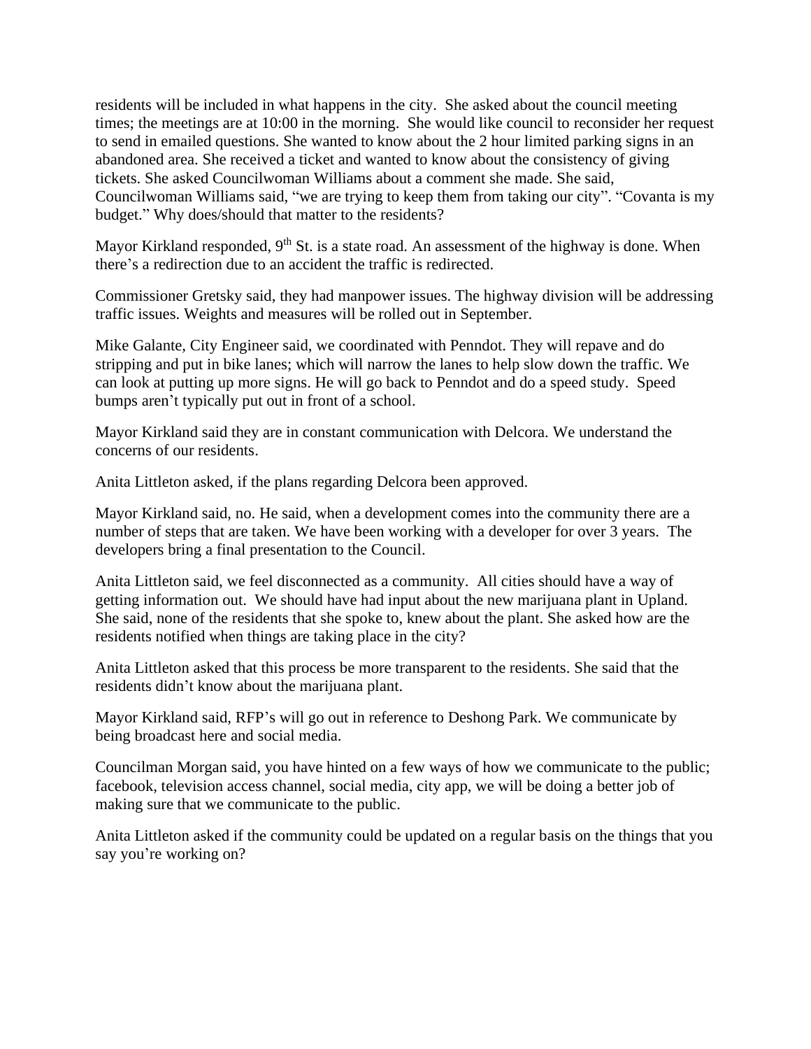residents will be included in what happens in the city. She asked about the council meeting times; the meetings are at 10:00 in the morning. She would like council to reconsider her request to send in emailed questions. She wanted to know about the 2 hour limited parking signs in an abandoned area. She received a ticket and wanted to know about the consistency of giving tickets. She asked Councilwoman Williams about a comment she made. She said, Councilwoman Williams said, "we are trying to keep them from taking our city". "Covanta is my budget." Why does/should that matter to the residents?

Mayor Kirkland responded, 9th St. is a state road. An assessment of the highway is done. When there's a redirection due to an accident the traffic is redirected.

Commissioner Gretsky said, they had manpower issues. The highway division will be addressing traffic issues. Weights and measures will be rolled out in September.

Mike Galante, City Engineer said, we coordinated with Penndot. They will repave and do stripping and put in bike lanes; which will narrow the lanes to help slow down the traffic. We can look at putting up more signs. He will go back to Penndot and do a speed study. Speed bumps aren't typically put out in front of a school.

Mayor Kirkland said they are in constant communication with Delcora. We understand the concerns of our residents.

Anita Littleton asked, if the plans regarding Delcora been approved.

Mayor Kirkland said, no. He said, when a development comes into the community there are a number of steps that are taken. We have been working with a developer for over 3 years. The developers bring a final presentation to the Council.

Anita Littleton said, we feel disconnected as a community. All cities should have a way of getting information out. We should have had input about the new marijuana plant in Upland. She said, none of the residents that she spoke to, knew about the plant. She asked how are the residents notified when things are taking place in the city?

Anita Littleton asked that this process be more transparent to the residents. She said that the residents didn't know about the marijuana plant.

Mayor Kirkland said, RFP's will go out in reference to Deshong Park. We communicate by being broadcast here and social media.

Councilman Morgan said, you have hinted on a few ways of how we communicate to the public; facebook, television access channel, social media, city app, we will be doing a better job of making sure that we communicate to the public.

Anita Littleton asked if the community could be updated on a regular basis on the things that you say you're working on?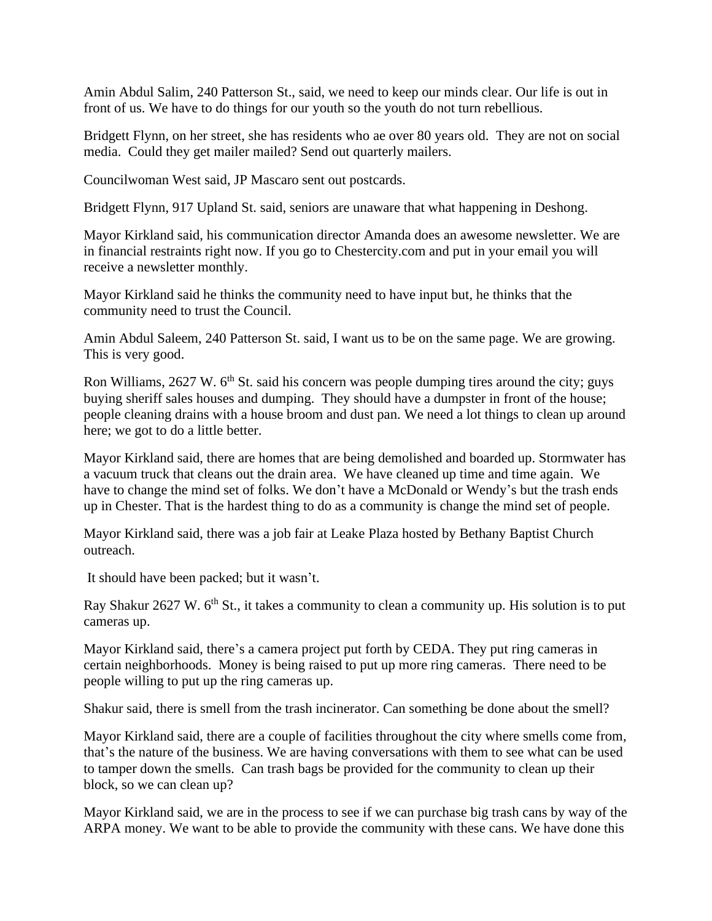Amin Abdul Salim, 240 Patterson St., said, we need to keep our minds clear. Our life is out in front of us. We have to do things for our youth so the youth do not turn rebellious.

Bridgett Flynn, on her street, she has residents who ae over 80 years old. They are not on social media. Could they get mailer mailed? Send out quarterly mailers.

Councilwoman West said, JP Mascaro sent out postcards.

Bridgett Flynn, 917 Upland St. said, seniors are unaware that what happening in Deshong.

Mayor Kirkland said, his communication director Amanda does an awesome newsletter. We are in financial restraints right now. If you go to Chestercity.com and put in your email you will receive a newsletter monthly.

Mayor Kirkland said he thinks the community need to have input but, he thinks that the community need to trust the Council.

Amin Abdul Saleem, 240 Patterson St. said, I want us to be on the same page. We are growing. This is very good.

Ron Williams, 2627 W. 6th St. said his concern was people dumping tires around the city; guys buying sheriff sales houses and dumping. They should have a dumpster in front of the house; people cleaning drains with a house broom and dust pan. We need a lot things to clean up around here; we got to do a little better.

Mayor Kirkland said, there are homes that are being demolished and boarded up. Stormwater has a vacuum truck that cleans out the drain area. We have cleaned up time and time again. We have to change the mind set of folks. We don't have a McDonald or Wendy's but the trash ends up in Chester. That is the hardest thing to do as a community is change the mind set of people.

Mayor Kirkland said, there was a job fair at Leake Plaza hosted by Bethany Baptist Church outreach.

It should have been packed; but it wasn't.

Ray Shakur 2627 W. 6th St., it takes a community to clean a community up. His solution is to put cameras up.

Mayor Kirkland said, there's a camera project put forth by CEDA. They put ring cameras in certain neighborhoods. Money is being raised to put up more ring cameras. There need to be people willing to put up the ring cameras up.

Shakur said, there is smell from the trash incinerator. Can something be done about the smell?

Mayor Kirkland said, there are a couple of facilities throughout the city where smells come from, that's the nature of the business. We are having conversations with them to see what can be used to tamper down the smells. Can trash bags be provided for the community to clean up their block, so we can clean up?

Mayor Kirkland said, we are in the process to see if we can purchase big trash cans by way of the ARPA money. We want to be able to provide the community with these cans. We have done this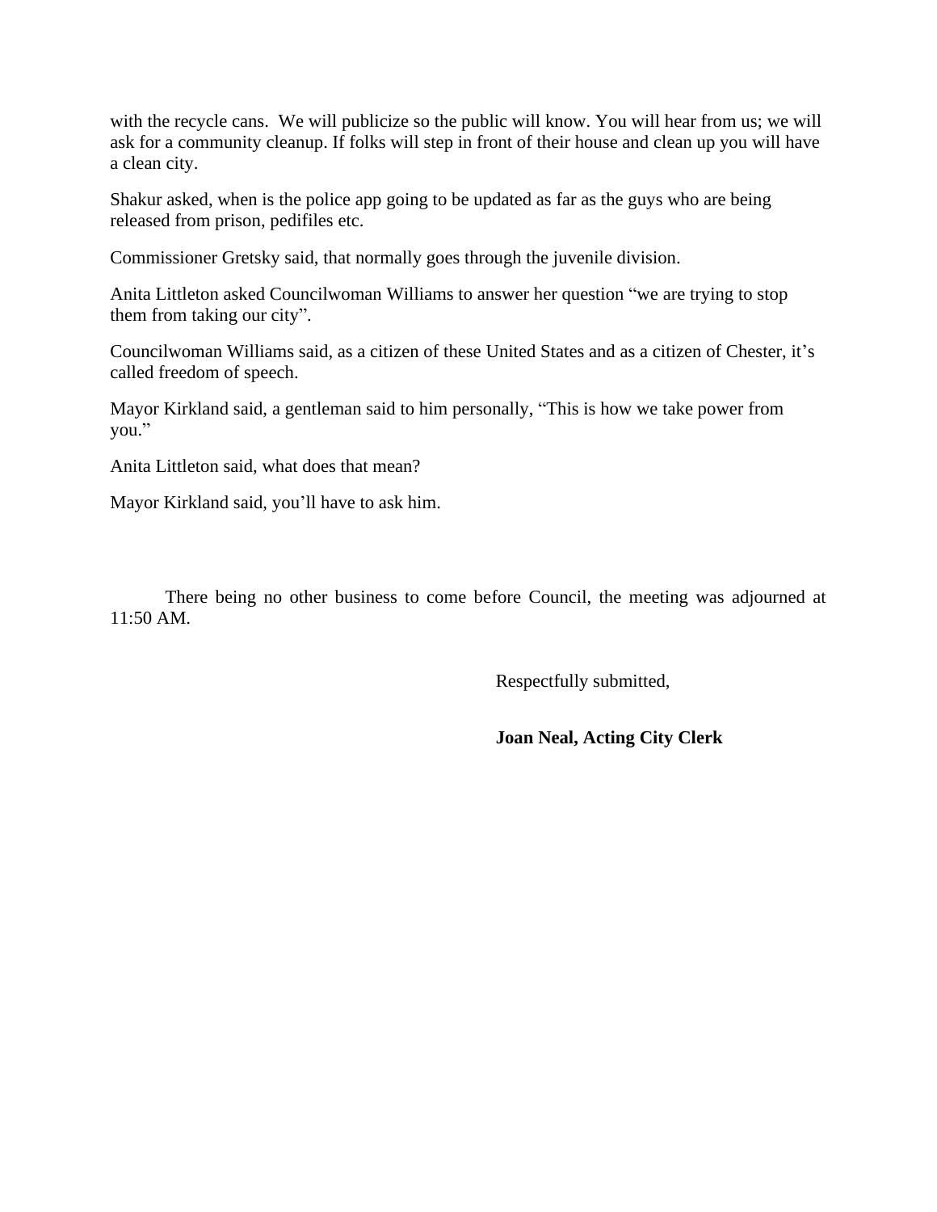with the recycle cans.  We will publicize so the public will know. You will hear from us; we will ask for a community cleanup. If folks will step in front of their house and clean up you will have a clean city.

Shakur asked, when is the police app going to be updated as far as the guys who are being released from prison, pedifiles etc.

Commissioner Gretsky said, that normally goes through the juvenile division.

Anita Littleton asked Councilwoman Williams to answer her question "we are trying to stop them from taking our city".

Councilwoman Williams said, as a citizen of these United States and as a citizen of Chester, it's called freedom of speech.

Mayor Kirkland said, a gentleman said to him personally, "This is how we take power from you."

Anita Littleton said, what does that mean?

Mayor Kirkland said, you'll have to ask him.

There being no other business to come before Council, the meeting was adjourned at 11:50 AM.

Respectfully submitted,

**Joan Neal, Acting City Clerk**